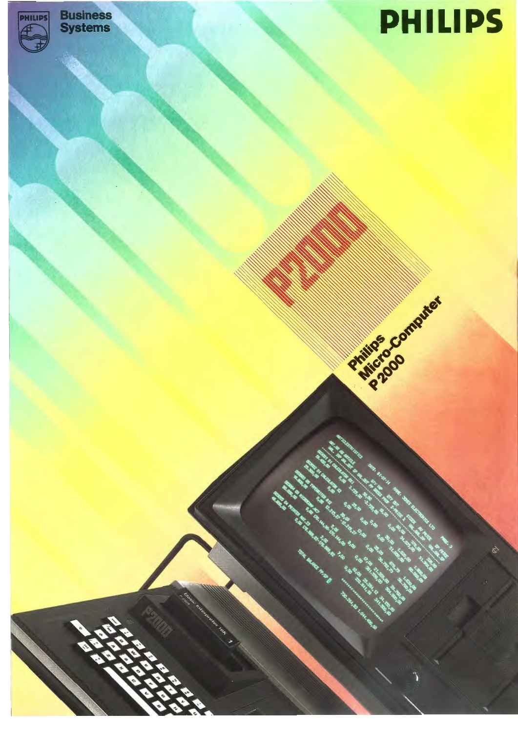PHILIPS Business Systems

# PHILIPS

P2000

**Philips Micro-Computer P2000**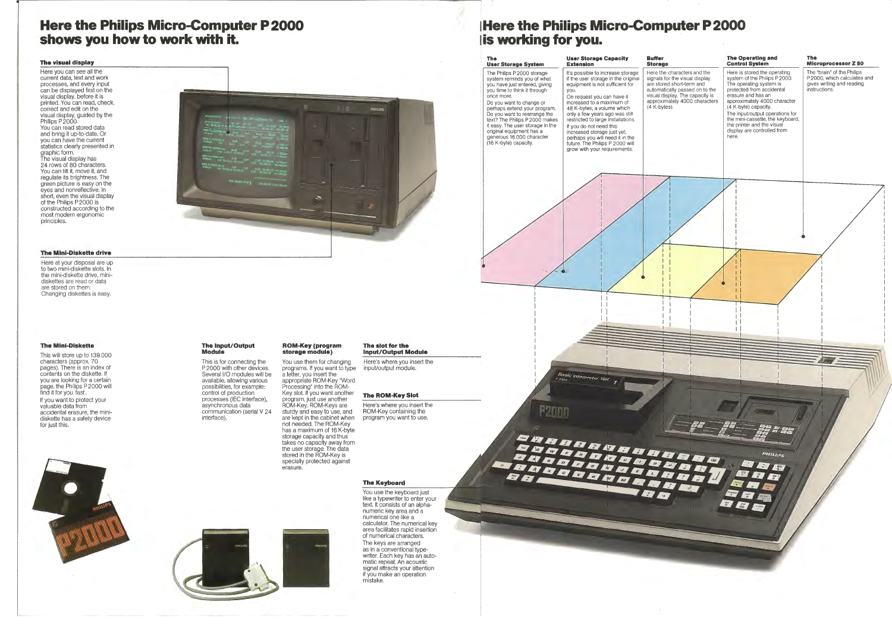# Here the Philips Micro-Computer P 2000 shows you how to work with it.

### The visual display

Here you can see all the current data, text and work processes, and every input can be displayed first on the visual display, before it is printed. You can read, check, correct and edit on the visual display, guided by the Philips P 2000.
You can read stored data and bring it up-to-date. Or you can have the current statistics clearly presented in graphic form.
The visual display has 24 rows of 80 characters. You can tilt it, move it, and regulate its brightness. The green picture is easy on the eyes and nonreflective. In short, even the visual display of the Philips P 2000 is constructed according to the most modern ergonomic principles.

### The Mini-Diskette drive

Here at your disposal are up to two mini-diskette slots. In the mini-diskette drive, mini-diskettes are read or data are stored on them.
Changing diskettes is easy.

### The Mini-Diskette

This will store up to 139.000 characters (approx. 70 pages). There is an index of contents on the diskette. If you are looking for a certain page, the Philips P 2000 will find it for you fast.
If you want to protect your valuable data from accidental erasure, the mini-diskette has a safety device for just this.

### The Input/Output Module

This is for connecting the P 2000 with other devices. Several I/O modules will be available, allowing various possibilities, for example: control of production processes (IEC interface), asynchronous data communication (serial V 24 interface).

### ROM-Key (program storage module)

You use them for changing programs. If you want to type a letter, you insert the appropriate ROM-Key "Word Processing" into the ROM-Key slot. If you want another program, just use another ROM-Key. ROM-Keys are sturdy and easy to use, and are kept in the cabinet when not needed. The ROM-Key has a maximum of 16 K-byte storage capacity and thus takes no capacity away from the user storage. The data stored in the ROM-Key is specially protected against erasure.

### The slot for the Input/Output Module

Here's where you insert the input/output module.

### The ROM-Key Slot

Here's where you insert the ROM-Key containing the program you want to use.

### The Keyboard

You use the keyboard just like a typewriter to enter your text. It consists of an alpha-numeric key area and a numerical one like a calculator. The numerical key area facilitates rapid insertion of numerical characters.
The keys are arranged as in a conventional type-writer. Each key has an auto-matic repeat. An acoustic signal attracts your attention if you make an operation mistake.

# Here the Philips Micro-Computer P 2000 is working for you.

### The User Storage System

The Philips P 2000 storage system reminds you of what you have just entered, giving you time to think it through once more.
Do you want to change or perhaps extend your program. Do you want to rearrange the text? The Philips P 2000 makes it easy. The user storage in the original equipment has a generous 16.000 character (16 K-byte) capacity.

### User Storage Capacity Extension

It's possible to increase storage if the user storage in the original equipment is not sufficient for you.
On request you can have it increased to a maximum of 48 K-bytes, a volume which only a few years ago was still restricted to large installations.
If you do not need this increased storage just yet, perhaps you will need it in the future. The Philips P 2000 will grow with your requirements.

### Buffer Storage

Here the characters and the signals for the visual display are stored short-term and automatically passed on to the visual display. The capacity is approximately 4000 characters (4 K-bytes).

### The Operating and Control System

Here is stored the operating system of the Philips P 2000. The operating system is protected from accidental erasure and has an approximately 4000 character (4 K-byte) capacity.
The input/output operations for the mini-cassette, the keyboard, the printer and the visual display are controlled from here.

### The Microprocessor Z 80

The "brain" of the Philips P 2000, which calculates and gives writing and reading instructions.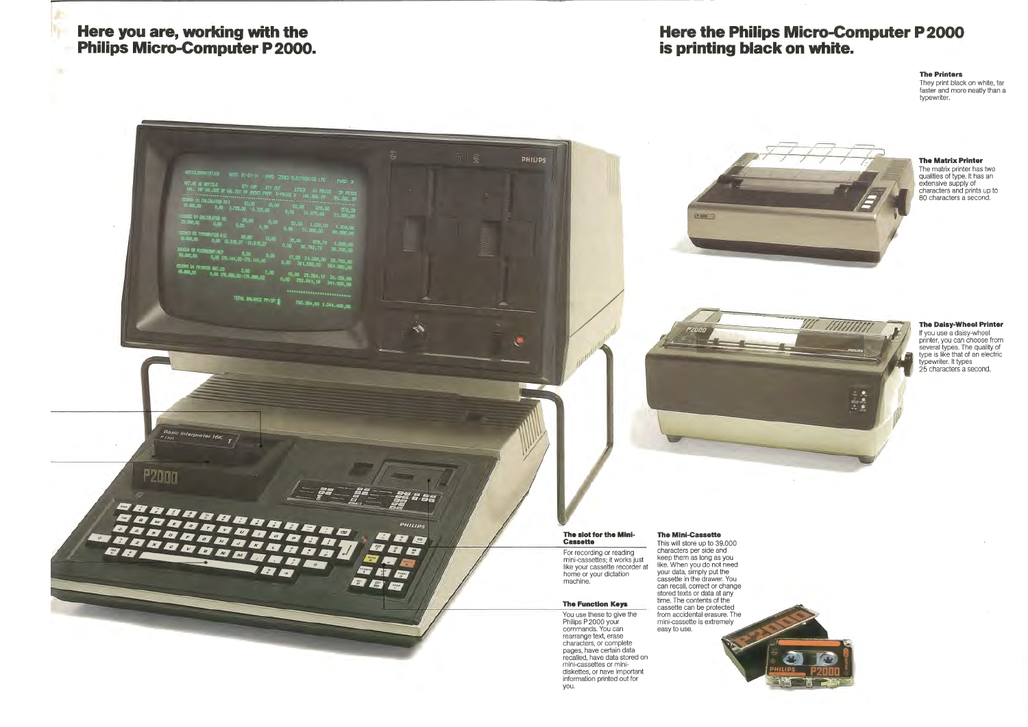# Here you are, working with the Philips Micro-Computer P 2000.

# Here the Philips Micro-Computer P 2000 is printing black on white.

**The Printers**
They print black on white, far faster and more neatly than a typewriter.

**The Matrix Printer**
The matrix printer has two qualities of type. It has an extensive supply of characters and prints up to 80 characters a second.

**The Daisy-Wheel Printer**
If you use a daisy-wheel printer, you can choose from several types. The quality of type is like that of an electric typewriter. It types 25 characters a second.

**The slot for the Mini-Cassette**
For recording or reading mini-cassettes; it works just like your cassette recorder at home or your dictation machine.

**The Function Keys**
You use these to give the Philips P 2000 your commands. You can rearrange text, erase characters, or complete pages, have certain data recalled, have data stored on mini-cassettes or mini-diskettes, or have important information printed out for you.

**The Mini-Cassette**
This will store up to 39.000 characters per side and keep them as long as you like. When you do not need your data, simply put the cassette in the drawer. You can recall, correct or change stored texts or data at any time. The contents of the cassette can be protected from accidental erasure. The mini-cassette is extremely easy to use.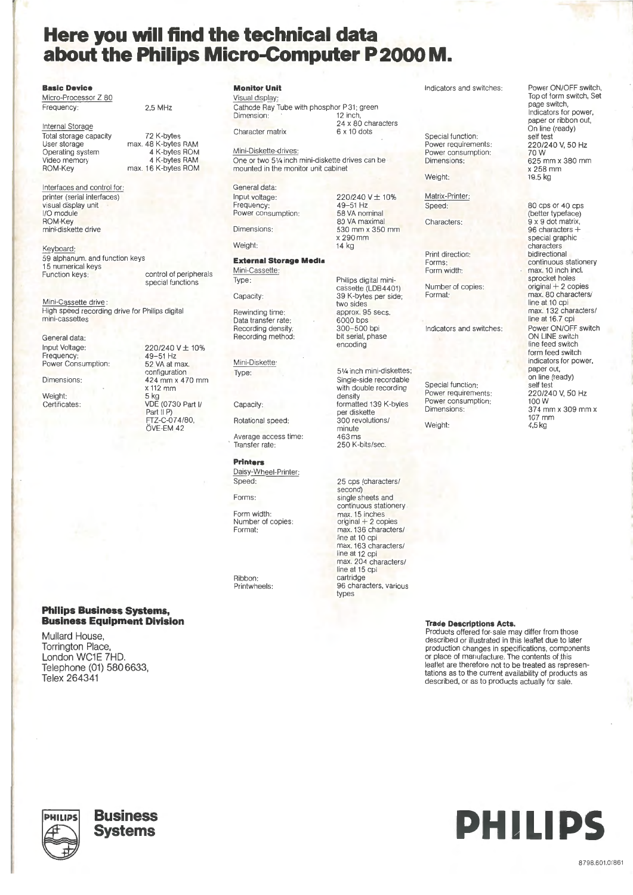# Here you will find the technical data about the Philips Micro-Computer P 2000 M.

### Basic Device

Micro-Processor Z 80

| | |
|---|---|
| Frequency: | 2,5 MHz |

Internal Storage

| | |
|---|---|
| Total storage capacity | 72 K-bytes |
| User storage | max. 48 K-bytes RAM |
| Operating system | 4 K-bytes ROM |
| Video memory | 4 K-bytes RAM |
| ROM-Key | max. 16 K-bytes ROM |

Interfaces and control for:

printer (serial interfaces)
visual display unit
I/O module
ROM-Key
mini-diskette drive

Keyboard:

59 alphanum. and function keys
15 numerical keys

| | |
|---|---|
| Function keys: | control of peripherals special functions |

Mini-Cassette drive:

High speed recording drive for Philips digital mini-cassettes

General data:

| | |
|---|---|
| Input Voltage: | 220/240 V ± 10% |
| Frequency: | 49–51 Hz |
| Power Consumption: | 52 VA at max. configuration |
| Dimensions: | 424 mm x 470 mm x 112 mm |
| Weight: | 5 kg |
| Certificates: | VDE (0730 Part I/ Part II P) FTZ-C-074/80, ÖVE-EM 42 |

### Monitor Unit

Visual display:

Cathode Ray Tube with phosphor P31; green

| | |
|---|---|
| Dimension: | 12 inch, 24 x 80 characters |
| Character matrix | 6 x 10 dots |

Mini-Diskette-drives:

One or two 5¼ inch mini-diskette drives can be mounted in the monitor unit cabinet

General data:

| | |
|---|---|
| Input voltage: | 220/240 V ± 10% |
| Frequency: | 49–51 Hz |
| Power consumption: | 58 VA nominal 80 VA maximal |
| Dimensions: | 530 mm x 350 mm x 290 mm |
| Weight: | 14 kg |

### External Storage Media

Mini-Cassette:

| | |
|---|---|
| Type: | Philips digital mini-cassette (LDB4401) |
| Capacity: | 39 K-bytes per side; two sides |
| Rewinding time: | approx. 95 secs. |
| Data transfer rate: | 6000 bps |
| Recording density: | 300–500 bpi |
| Recording method: | bit serial, phase encoding |

Mini-Diskette:

| | |
|---|---|
| Type: | 5¼ inch mini-diskettes; Single-side recordable with double recording density |
| Capacity: | formatted 139 K-bytes per diskette |
| Rotational speed: | 300 revolutions/ minute |
| Average access time: | 463 ms |
| Transfer rate: | 250 K-bits/sec. |

### Printers

Daisy-Wheel-Printer:

| | |
|---|---|
| Speed: | 25 cps (characters/ second) |
| Forms: | single sheets and continuous stationery |
| Form width: | max. 15 inches |
| Number of copies: | original + 2 copies |
| Format: | max. 136 characters/ line at 10 cpi max. 163 characters/ line at 12 cpi max. 204 characters/ line at 15 cpi |
| Ribbon: | cartridge |
| Printwheels: | 96 characters, various types |
| Indicators and switches: | Power ON/OFF switch, Top of form switch, Set page switch, Indicators for power, paper or ribbon out, On line (ready) |
| Special function: | self test |
| Power requirements: | 220/240 V, 50 Hz |
| Power consumption: | 70 W |
| Dimensions: | 625 mm x 380 mm x 258 mm |
| Weight: | 19.5 kg |

Matrix-Printer:

| | |
|---|---|
| Speed: | 80 cps or 40 cps (better typeface) |
| Characters: | 9 x 9 dot matrix, 96 characters + special graphic characters |
| Print direction: | bidirectional |
| Forms: | continuous stationery |
| Form width: | max. 10 inch incl. sprocket holes |
| Number of copies: | original + 2 copies |
| Format: | max. 80 characters/ line at 10 cpi max. 132 characters/ line at 16.7 cpi |
| Indicators and switches: | Power ON/OFF switch ON LINE switch line feed switch form feed switch indicators for power, paper out, on line (ready) |
| Special function: | self test |
| Power requirements: | 220/240 V, 50 Hz |
| Power consumption: | 100 W |
| Dimensions: | 374 mm x 309 mm x 107 mm |
| Weight: | 4,5 kg |

**Philips Business Systems, Business Equipment Division**

Mullard House,
Torrington Place,
London WC1E 7HD.
Telephone (01) 580 6633,
Telex 264341

**Trade Descriptions Acts.**
Products offered for sale may differ from those described or illustrated in this leaflet due to later production changes in specifications, components or place of manufacture. The contents of this leaflet are therefore not to be treated as representations as to the current availability of products as described, or as to products actually for sale.

PHILIPS Business Systems

PHILIPS

8798.601.0/861